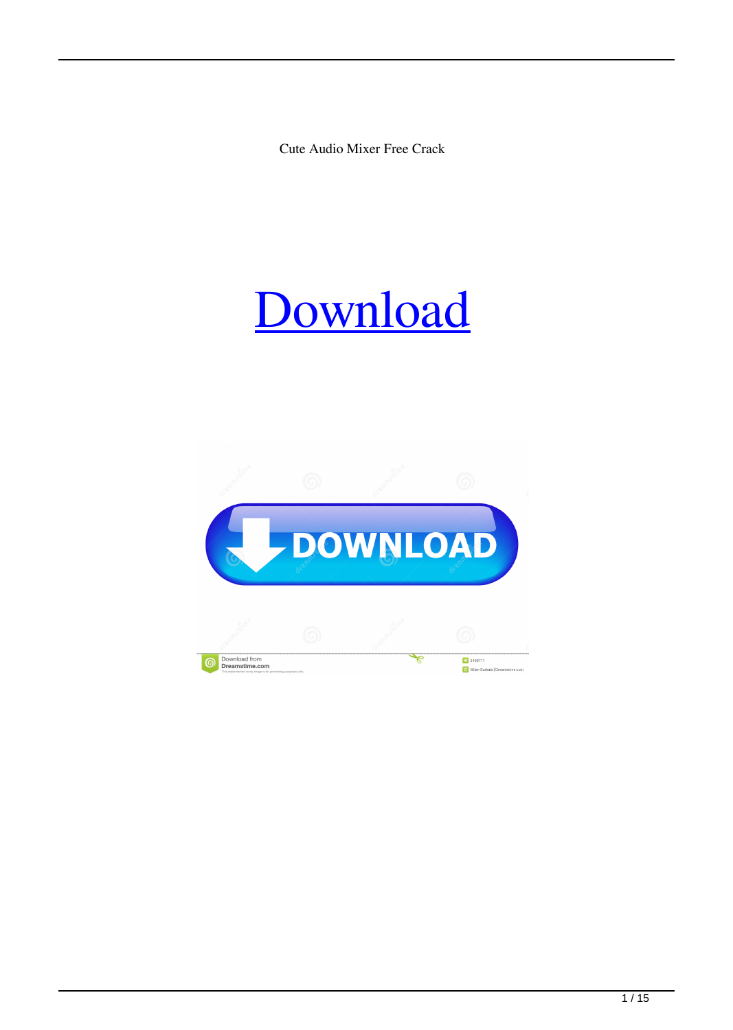Cute Audio Mixer Free Crack

Download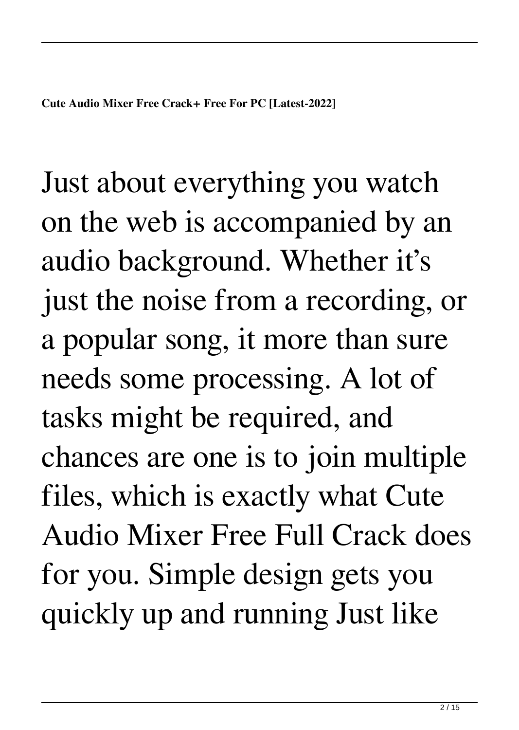**Cute Audio Mixer Free Crack+ Free For PC [Latest-2022]**

Just about everything you watch on the web is accompanied by an audio background. Whether it's just the noise from a recording, or a popular song, it more than sure needs some processing. A lot of tasks might be required, and chances are one is to join multiple files, which is exactly what Cute Audio Mixer Free Full Crack does for you. Simple design gets you quickly up and running Just like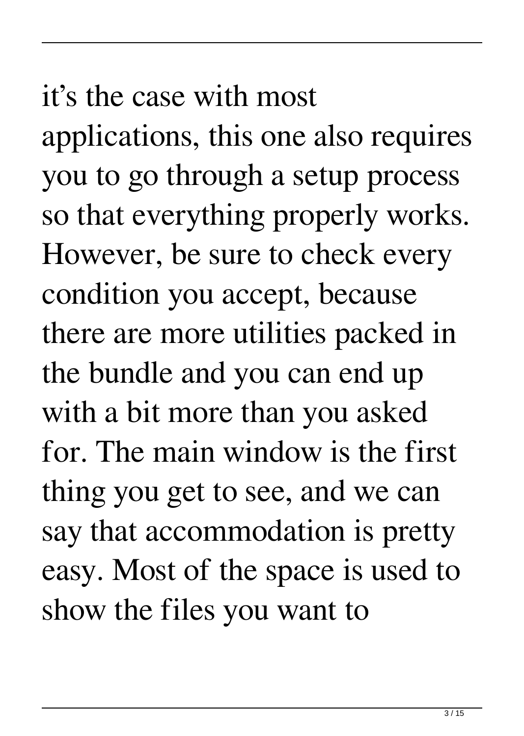it’s the case with most applications, this one also requires you to go through a setup process so that everything properly works. However, be sure to check every condition you accept, because there are more utilities packed in the bundle and you can end up with a bit more than you asked for. The main window is the first thing you get to see, and we can say that accommodation is pretty easy. Most of the space is used to show the files you want to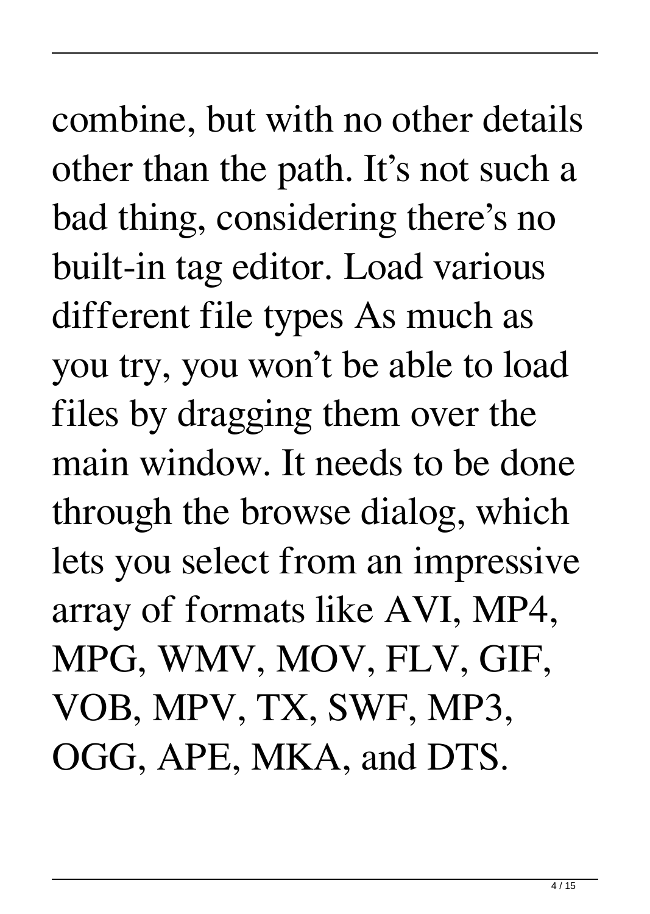combine, but with no other details other than the path. It's not such a bad thing, considering there's no built-in tag editor. Load various different file types As much as you try, you won't be able to load files by dragging them over the main window. It needs to be done through the browse dialog, which lets you select from an impressive array of formats like AVI, MP4, MPG, WMV, MOV, FLV, GIF, VOB, MPV, TX, SWF, MP3, OGG, APE, MKA, and DTS.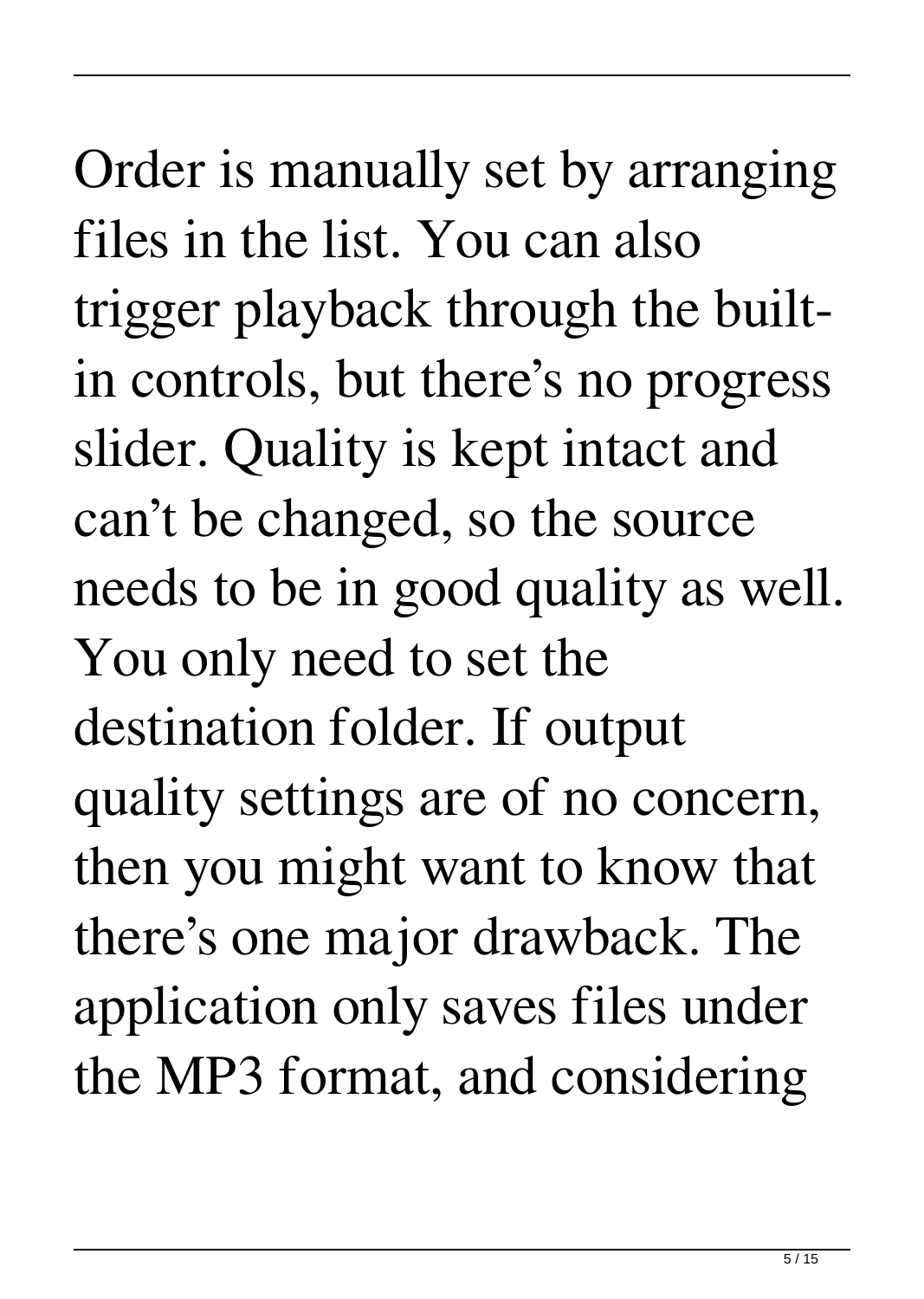Order is manually set by arranging files in the list. You can also trigger playback through the built-in controls, but there's no progress slider. Quality is kept intact and can't be changed, so the source needs to be in good quality as well. You only need to set the destination folder. If output quality settings are of no concern, then you might want to know that there's one major drawback. The application only saves files under the MP3 format, and considering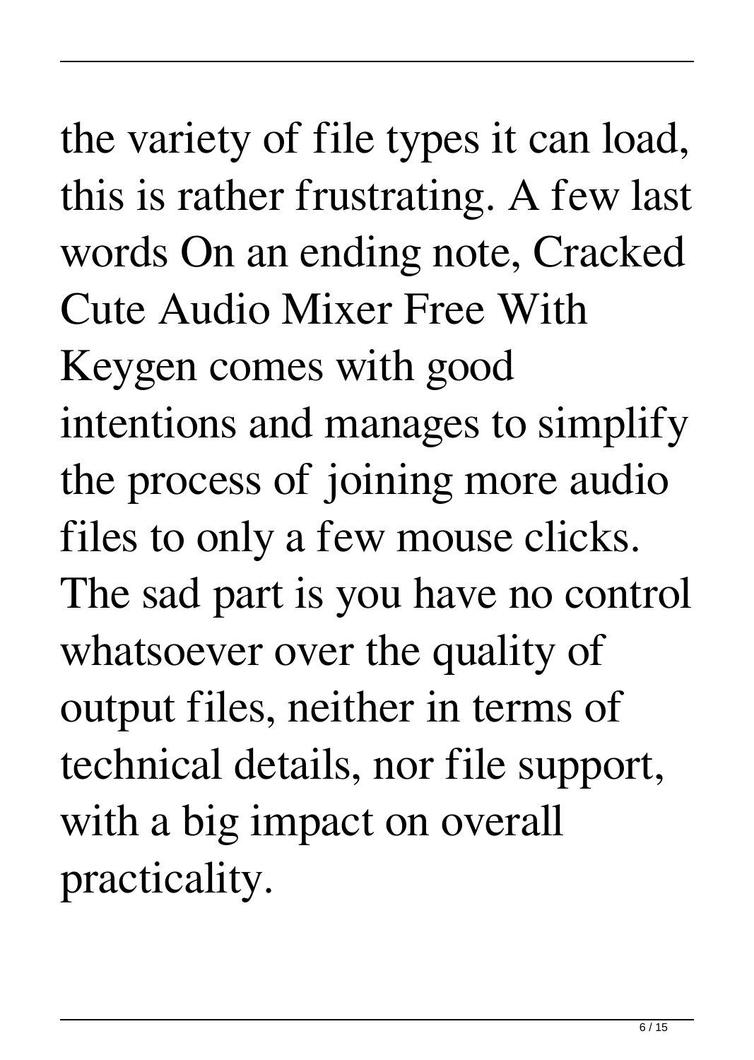the variety of file types it can load, this is rather frustrating. A few last words On an ending note, Cracked Cute Audio Mixer Free With Keygen comes with good intentions and manages to simplify the process of joining more audio files to only a few mouse clicks. The sad part is you have no control whatsoever over the quality of output files, neither in terms of technical details, nor file support, with a big impact on overall practicality.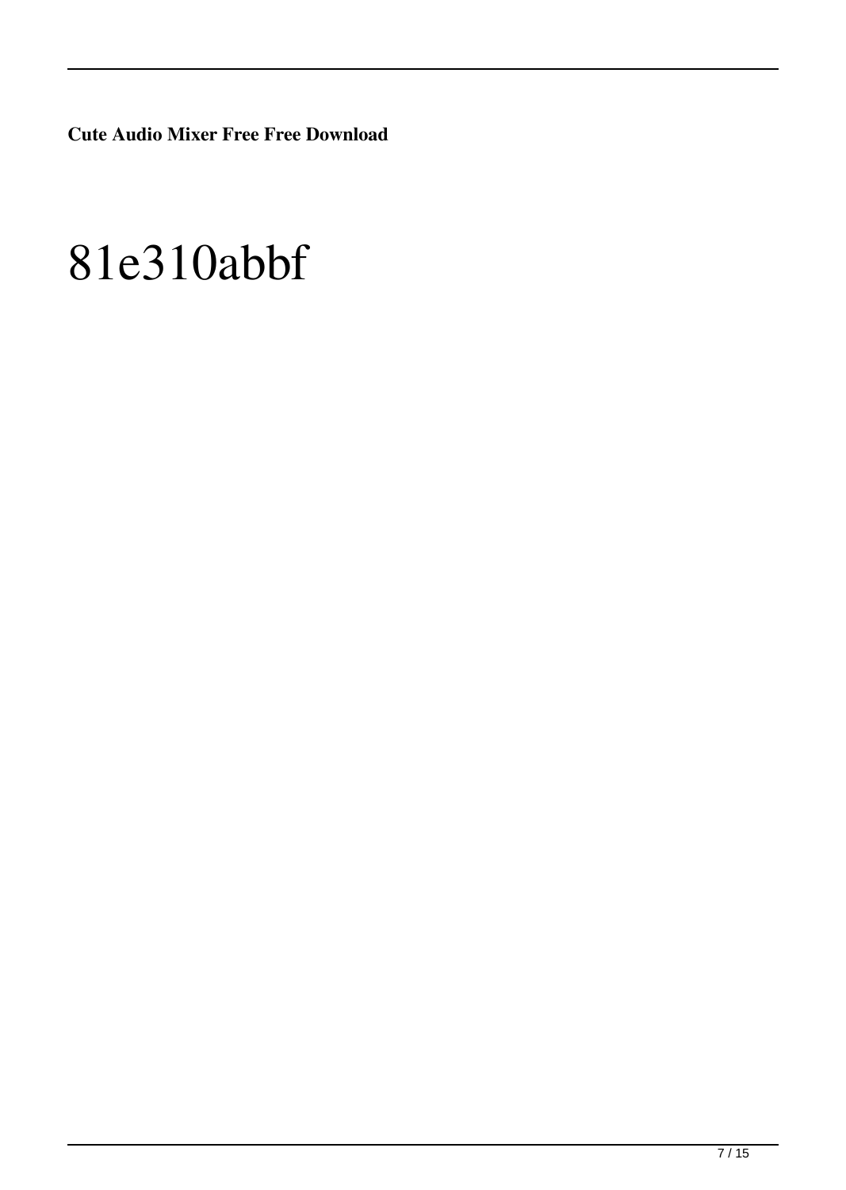**Cute Audio Mixer Free Free Download**

# 81e310abbf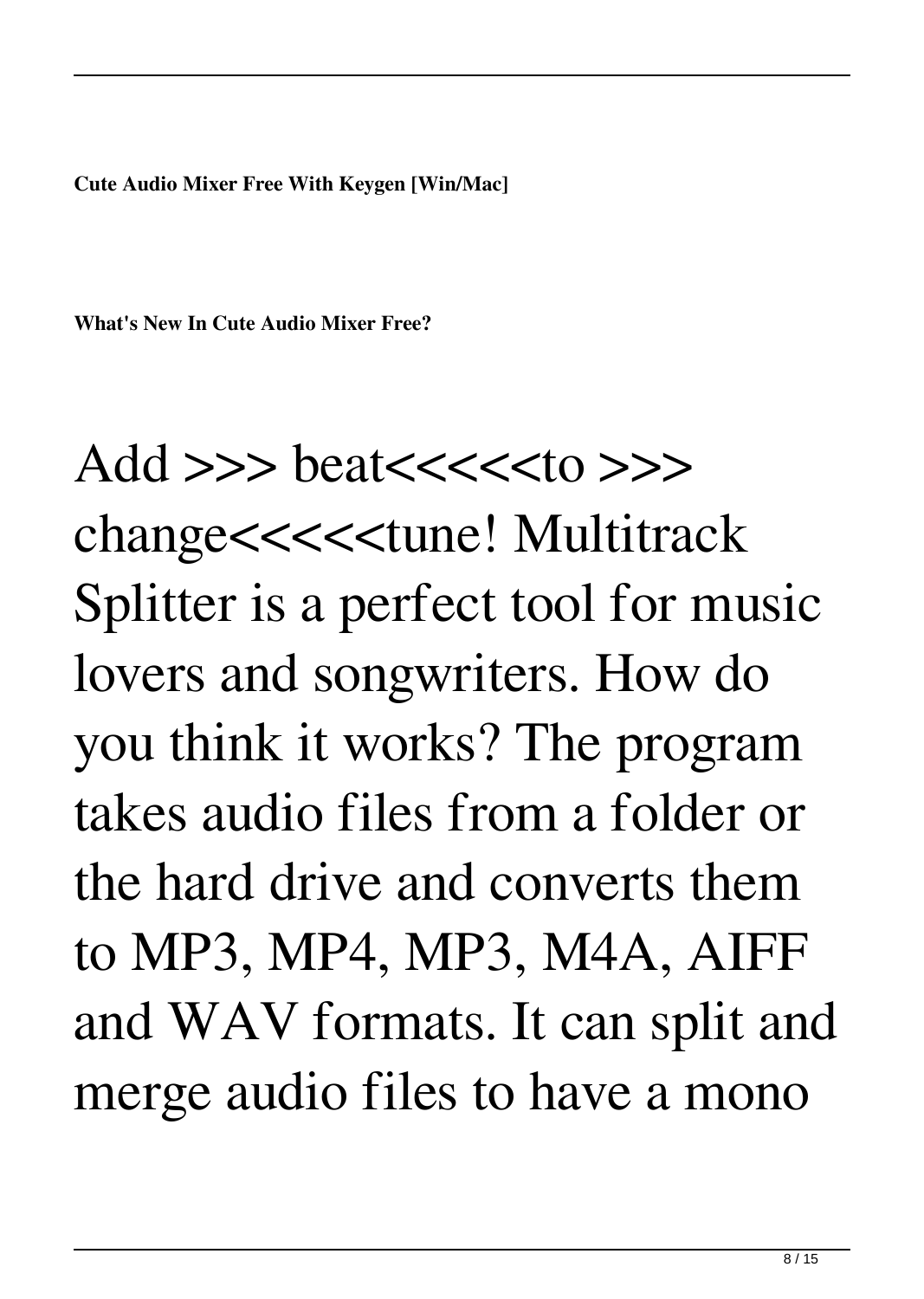**Cute Audio Mixer Free With Keygen [Win/Mac]**

**What's New In Cute Audio Mixer Free?**

Add >>> beat<<<<<to >>> change<<<<<tune! Multitrack Splitter is a perfect tool for music lovers and songwriters. How do you think it works? The program takes audio files from a folder or the hard drive and converts them to MP3, MP4, MP3, M4A, AIFF and WAV formats. It can split and merge audio files to have a mono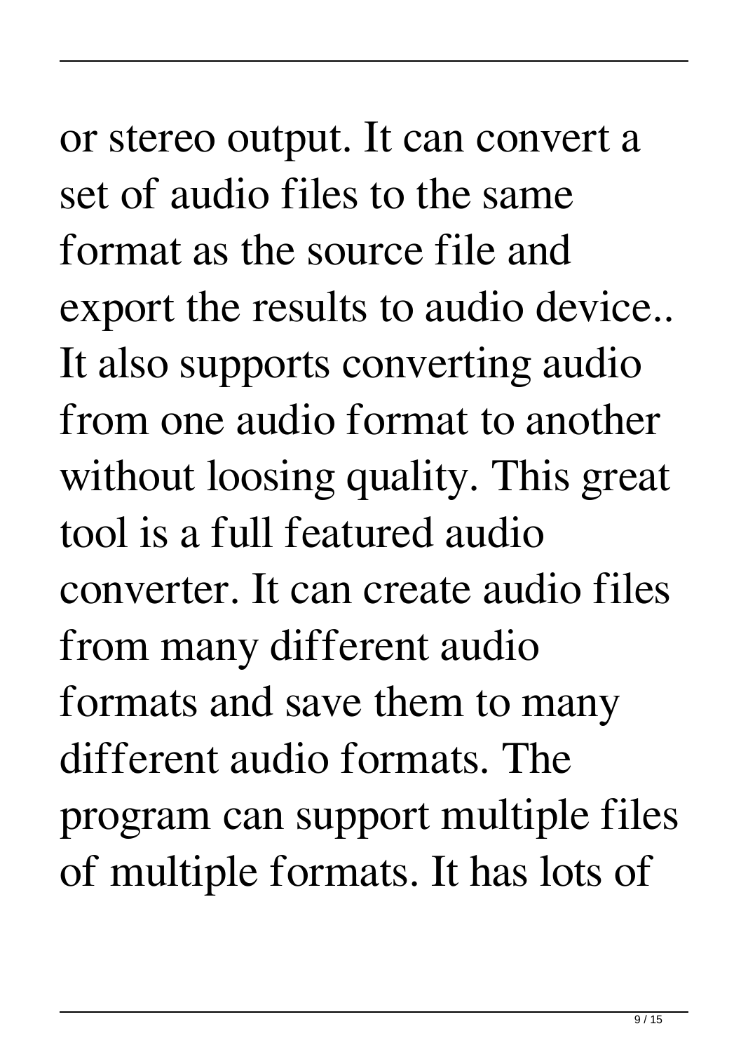or stereo output. It can convert a set of audio files to the same format as the source file and export the results to audio device.. It also supports converting audio from one audio format to another without loosing quality. This great tool is a full featured audio converter. It can create audio files from many different audio formats and save them to many different audio formats. The program can support multiple files of multiple formats. It has lots of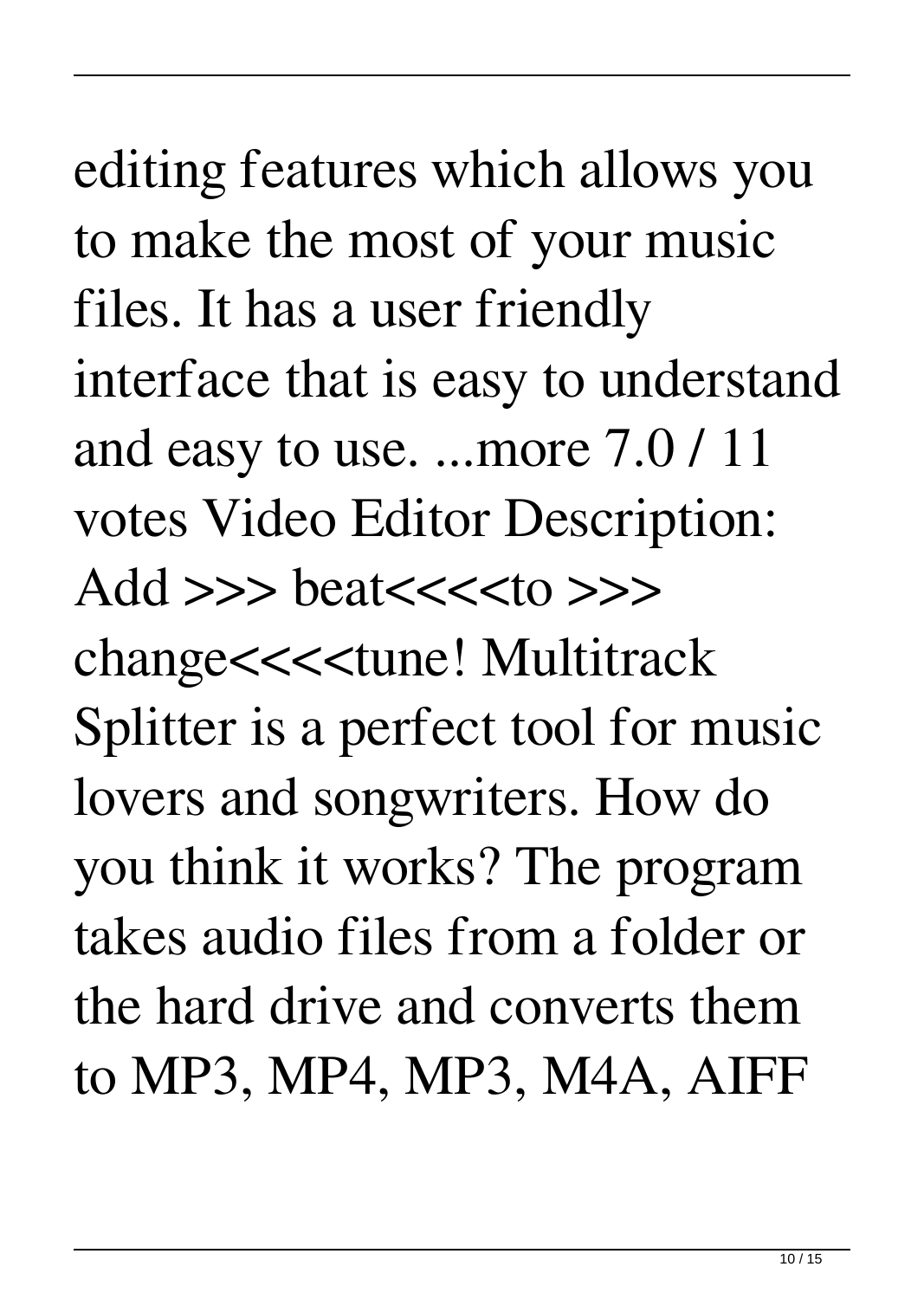editing features which allows you to make the most of your music files. It has a user friendly interface that is easy to understand and easy to use. ...more 7.0 / 11 votes Video Editor Description: Add >>> beat<<<<to >>> change<<<<tune! Multitrack Splitter is a perfect tool for music lovers and songwriters. How do you think it works? The program takes audio files from a folder or the hard drive and converts them to MP3, MP4, MP3, M4A, AIFF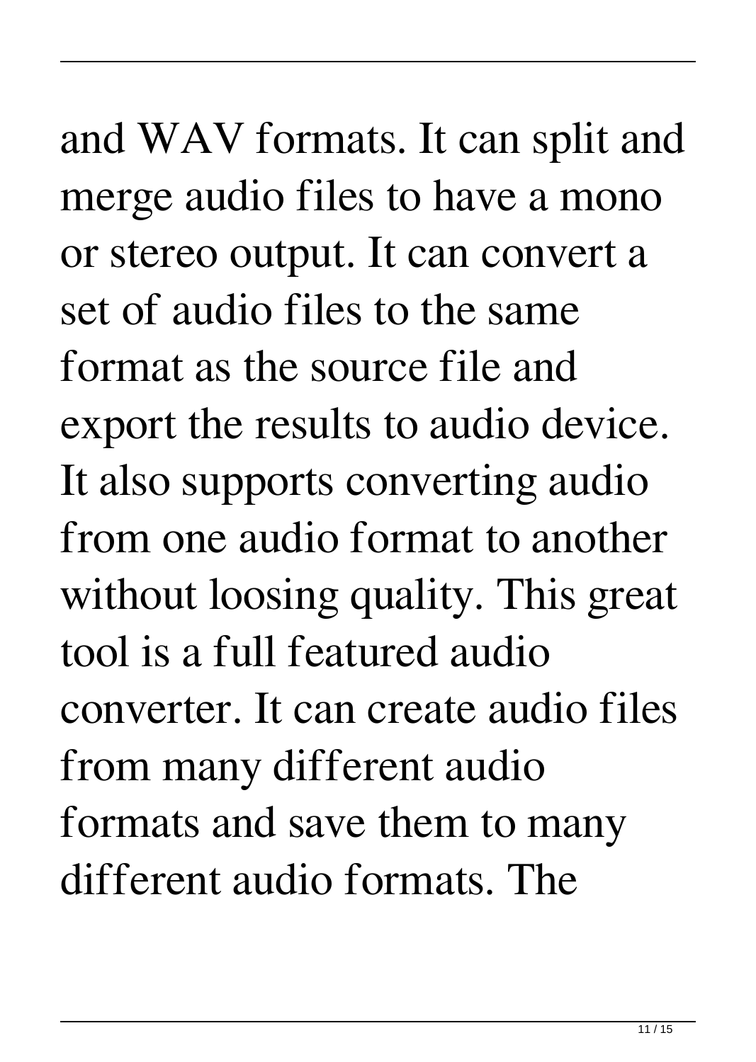and WAV formats. It can split and merge audio files to have a mono or stereo output. It can convert a set of audio files to the same format as the source file and export the results to audio device. It also supports converting audio from one audio format to another without loosing quality. This great tool is a full featured audio converter. It can create audio files from many different audio formats and save them to many different audio formats. The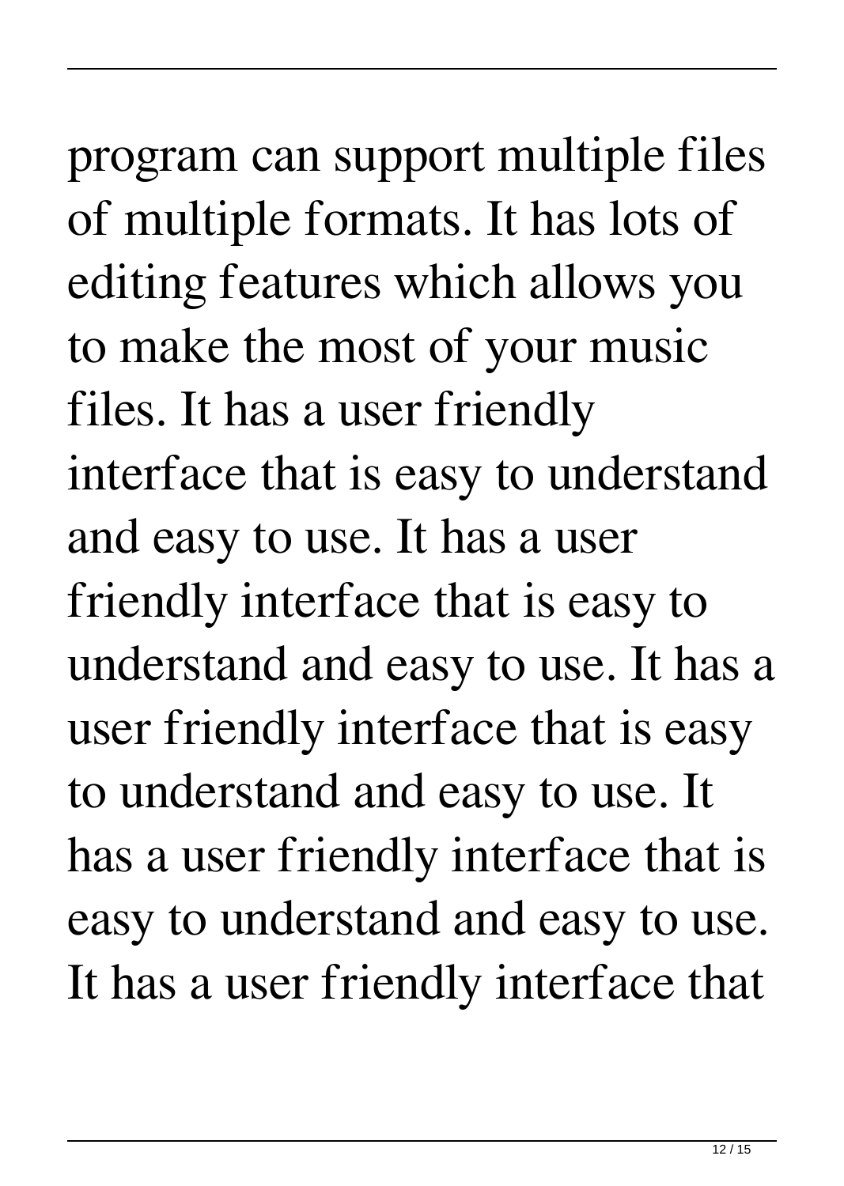program can support multiple files of multiple formats. It has lots of editing features which allows you to make the most of your music files. It has a user friendly interface that is easy to understand and easy to use. It has a user friendly interface that is easy to understand and easy to use. It has a user friendly interface that is easy to understand and easy to use. It has a user friendly interface that is easy to understand and easy to use. It has a user friendly interface that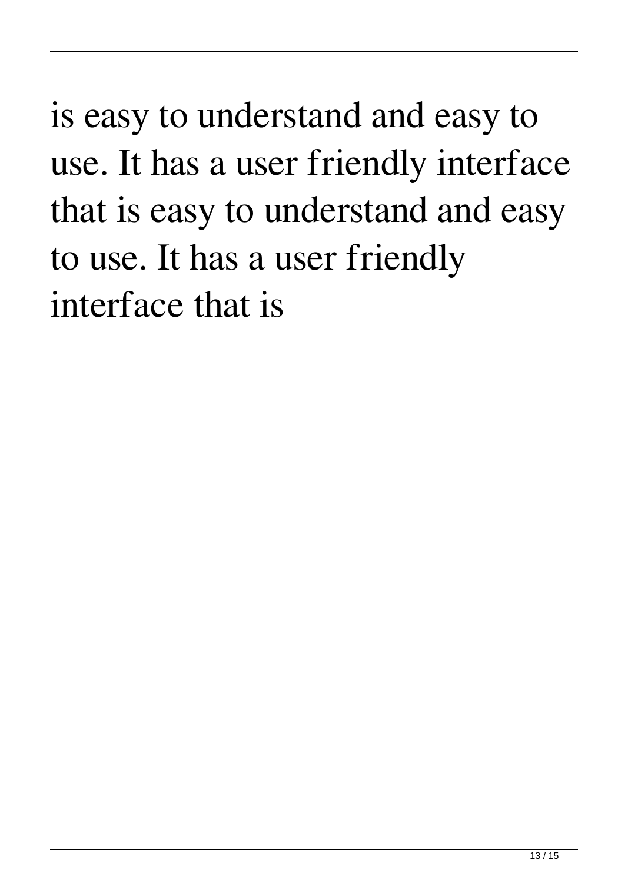is easy to understand and easy to use. It has a user friendly interface that is easy to understand and easy to use. It has a user friendly interface that is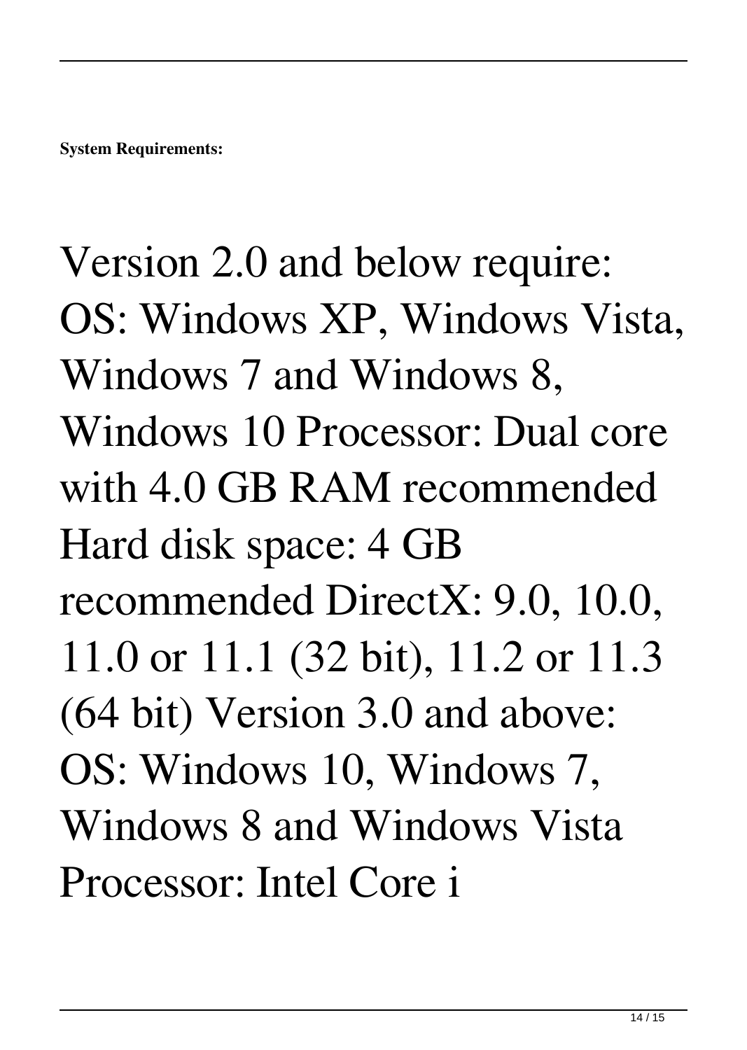**System Requirements:**

Version 2.0 and below require: OS: Windows XP, Windows Vista, Windows 7 and Windows 8, Windows 10 Processor: Dual core with 4.0 GB RAM recommended Hard disk space: 4 GB recommended DirectX: 9.0, 10.0, 11.0 or 11.1 (32 bit), 11.2 or 11.3 (64 bit) Version 3.0 and above: OS: Windows 10, Windows 7, Windows 8 and Windows Vista Processor: Intel Core i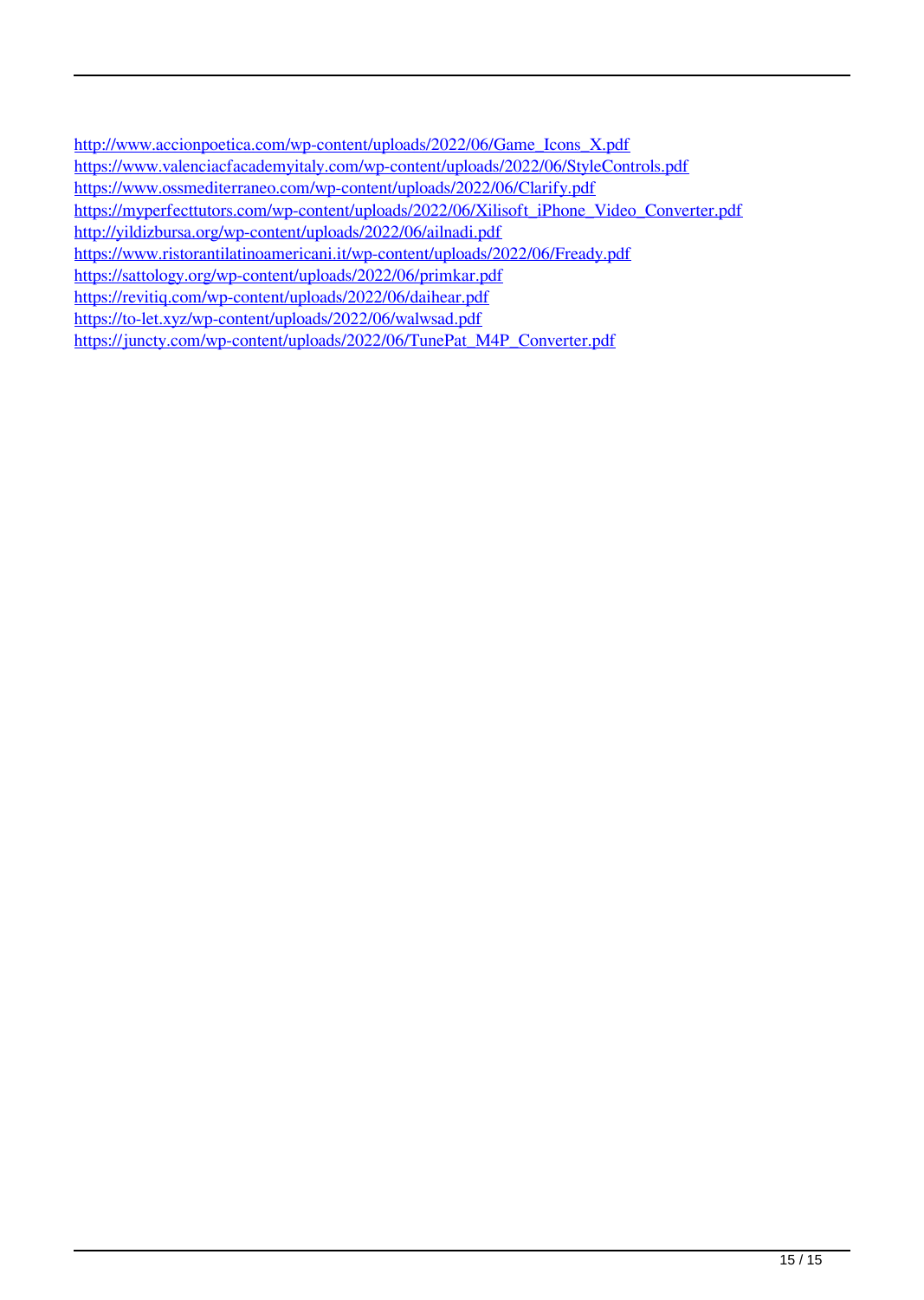http://www.accionpoetica.com/wp-content/uploads/2022/06/Game_Icons_X.pdf
https://www.valenciacfacademyitaly.com/wp-content/uploads/2022/06/StyleControls.pdf
https://www.ossmediterraneo.com/wp-content/uploads/2022/06/Clarify.pdf
https://myperfecttutors.com/wp-content/uploads/2022/06/Xilisoft_iPhone_Video_Converter.pdf
http://yildizbursa.org/wp-content/uploads/2022/06/ailnadi.pdf
https://www.ristorantilatinoamericani.it/wp-content/uploads/2022/06/Fready.pdf
https://sattology.org/wp-content/uploads/2022/06/primkar.pdf
https://revitiq.com/wp-content/uploads/2022/06/daihear.pdf
https://to-let.xyz/wp-content/uploads/2022/06/walwsad.pdf
https://juncty.com/wp-content/uploads/2022/06/TunePat_M4P_Converter.pdf